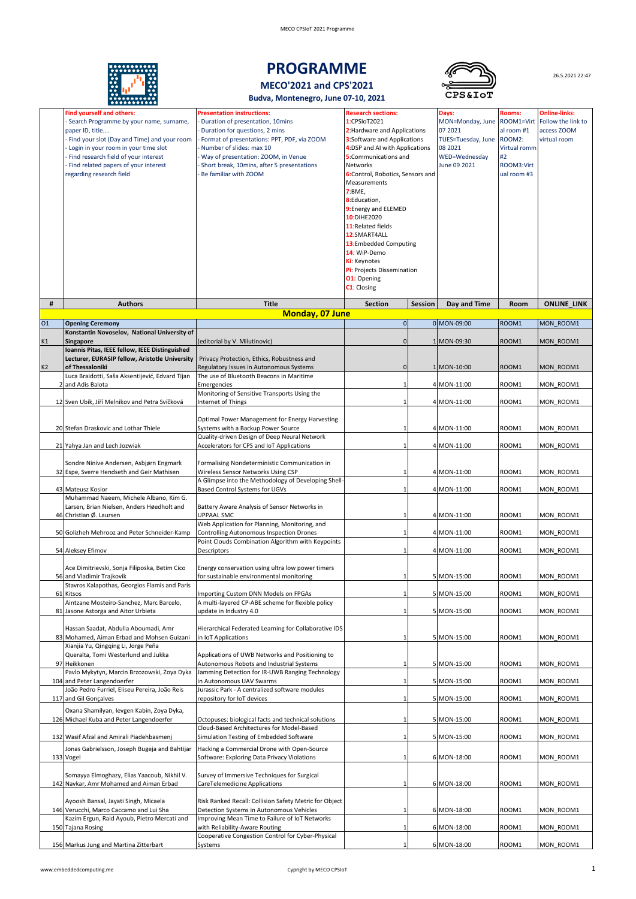# PROGRAMME

## MECO'2021 and CPS'2021

### Budva, Montenegro, June 07-10, 2021

26.5.2021 22:47

| **Find yourself and others:** | **Presentation instructions:** | **Research sections:** | **Days:** | **Rooms:** | **Online-links:** |
|---|---|---|---|---|---|
| - Search Programme by your name, surname, paper ID, title....<br>- Find your slot (Day and Time) and your room<br>- Login in your room in your time slot<br>- Find research field of your interest<br>- Find related papers of your interest regarding research field | - Duration of presentation, 10mins<br>- Duration for questions, 2 mins<br>- Format of presentations: PPT, PDF, via ZOOM<br>- Number of slides: max 10<br>- Way of presentation: ZOOM, in Venue<br>- Short break, 10mins, after 5 presentations<br>- Be familiar with ZOOM | 1:CPSIoT2021<br>2:Hardware and Applications<br>3:Software and Applications<br>4:DSP and AI with Applications<br>5:Communications and Networks<br>6:Control, Robotics, Sensors and Measurements<br>7:BME,<br>8:Education,<br>9:Energy and ELEMED<br>10:DIHE2020<br>11:Related fields<br>12:SMART4ALL<br>13:Embedded Computing<br>14: WiP-Demo<br>Ki: Keynotes<br>Pi: Projects Dissemination<br>O1: Opening<br>C1: Closing | MON=Monday, June 07 2021<br>TUES=Tuesday, June 08 2021<br>WED=Wednesday June 09 2021 | ROOM1=Virtual room #1<br>ROOM2: Virtual romm #2<br>ROOM3:Virtual room #3 | Follow the link to access ZOOM virtual room |

| # | Authors | Title | Section | Session | Day and Time | Room | ONLINE_LINK |
|---|---|---|---|---|---|---|---|
| | | **Monday, 07 June** | | | | | |
| O1 | **Opening Ceremony** | | 0 | 0 | MON-09:00 | ROOM1 | MON_ROOM1 |
| K1 | **Konstantin Novoselov, National University of Singapore** | (editorial by V. Milutinovic) | 0 | 1 | MON-09:30 | ROOM1 | MON_ROOM1 |
| K2 | **Ioannis Pitas, IEEE fellow, IEEE Distinguished Lecturer, EURASIP fellow, Aristotle University of Thessaloniki** | Privacy Protection, Ethics, Robustness and Regulatory Issues in Autonomous Systems | 0 | 1 | MON-10:00 | ROOM1 | MON_ROOM1 |
| 2 | Luca Braidotti, Saša Aksentijević, Edvard Tijan and Adis Balota | The use of Bluetooth Beacons in Maritime Emergencies | 1 | 4 | MON-11:00 | ROOM1 | MON_ROOM1 |
| 12 | Sven Ubik, Jiří Melnikov and Petra Svíčková | Monitoring of Sensitive Transports Using the Internet of Things | 1 | 4 | MON-11:00 | ROOM1 | MON_ROOM1 |
| 20 | Stefan Draskovic and Lothar Thiele | Optimal Power Management for Energy Harvesting Systems with a Backup Power Source | 1 | 4 | MON-11:00 | ROOM1 | MON_ROOM1 |
| 21 | Yahya Jan and Lech Jozwiak | Quality-driven Design of Deep Neural Network Accelerators for CPS and IoT Applications | 1 | 4 | MON-11:00 | ROOM1 | MON_ROOM1 |
| 32 | Sondre Ninive Andersen, Asbjørn Engmark Espe, Sverre Hendseth and Geir Mathisen | Formalising Nondeterministic Communication in Wireless Sensor Networks Using CSP | 1 | 4 | MON-11:00 | ROOM1 | MON_ROOM1 |
| 43 | Mateusz Kosior | A Glimpse into the Methodology of Developing Shell-Based Control Systems for UGVs | 1 | 4 | MON-11:00 | ROOM1 | MON_ROOM1 |
| 46 | Muhammad Naeem, Michele Albano, Kim G. Larsen, Brian Nielsen, Anders Høedholt and Christian Ø. Laursen | Battery Aware Analysis of Sensor Networks in UPPAAL SMC | 1 | 4 | MON-11:00 | ROOM1 | MON_ROOM1 |
| 50 | Golizheh Mehrooz and Peter Schneider-Kamp | Web Application for Planning, Monitoring, and Controlling Autonomous Inspection Drones | 1 | 4 | MON-11:00 | ROOM1 | MON_ROOM1 |
| 54 | Aleksey Efimov | Point Clouds Combination Algorithm with Keypoints Descriptors | 1 | 4 | MON-11:00 | ROOM1 | MON_ROOM1 |
| 56 | Ace Dimitrievski, Sonja Filiposka, Betim Cico and Vladimir Trajkovik | Energy conservation using ultra low power timers for sustainable environmental monitoring | 1 | 5 | MON-15:00 | ROOM1 | MON_ROOM1 |
| 61 | Stavros Kalapothas, Georgios Flamis and Paris Kitsos | Importing Custom DNN Models on FPGAs | 1 | 5 | MON-15:00 | ROOM1 | MON_ROOM1 |
| 81 | Aintzane Mosteiro-Sanchez, Marc Barcelo, Jasone Astorga and Aitor Urbieta | A multi-layered CP-ABE scheme for flexible policy update in Industry 4.0 | 1 | 5 | MON-15:00 | ROOM1 | MON_ROOM1 |
| 83 | Hassan Saadat, Abdulla Aboumadi, Amr Mohamed, Aiman Erbad and Mohsen Guizani | Hierarchical Federated Learning for Collaborative IDS in IoT Applications | 1 | 5 | MON-15:00 | ROOM1 | MON_ROOM1 |
| 97 | Xianjia Yu, Qingqing Li, Jorge Peña Queralta, Tomi Westerlund and Jukka Heikkonen | Applications of UWB Networks and Positioning to Autonomous Robots and Industrial Systems | 1 | 5 | MON-15:00 | ROOM1 | MON_ROOM1 |
| 104 | Pavlo Mykytyn, Marcin Brzozowski, Zoya Dyka and Peter Langendoerfer | Jamming Detection for IR-UWB Ranging Technology in Autonomous UAV Swarms | 1 | 5 | MON-15:00 | ROOM1 | MON_ROOM1 |
| 117 | João Pedro Furriel, Eliseu Pereira, João Reis and Gil Gonçalves | Jurassic Park - A centralized software modules repository for IoT devices | 1 | 5 | MON-15:00 | ROOM1 | MON_ROOM1 |
| 126 | Oxana Shamilyan, Ievgen Kabin, Zoya Dyka, Michael Kuba and Peter Langendoerfer | Octopuses: biological facts and technical solutions | 1 | 5 | MON-15:00 | ROOM1 | MON_ROOM1 |
| 132 | Wasif Afzal and Amirali Piadehbasmenj | Cloud-Based Architectures for Model-Based Simulation Testing of Embedded Software | 1 | 5 | MON-15:00 | ROOM1 | MON_ROOM1 |
| 133 | Jonas Gabrielsson, Joseph Bugeja and Bahtijar Vogel | Hacking a Commercial Drone with Open-Source Software: Exploring Data Privacy Violations | 1 | 6 | MON-18:00 | ROOM1 | MON_ROOM1 |
| 142 | Somayya Elmoghazy, Elias Yaacoub, Nikhil V. Navkar, Amr Mohamed and Aiman Erbad | Survey of Immersive Techniques for Surgical CareTelemedicine Applications | 1 | 6 | MON-18:00 | ROOM1 | MON_ROOM1 |
| 146 | Ayoosh Bansal, Jayati Singh, Micaela Verucchi, Marco Caccamo and Lui Sha | Risk Ranked Recall: Collision Safety Metric for Object Detection Systems in Autonomous Vehicles | 1 | 6 | MON-18:00 | ROOM1 | MON_ROOM1 |
| 150 | Kazim Ergun, Raid Ayoub, Pietro Mercati and Tajana Rosing | Improving Mean Time to Failure of IoT Networks with Reliability-Aware Routing | 1 | 6 | MON-18:00 | ROOM1 | MON_ROOM1 |
| 156 | Markus Jung and Martina Zitterbart | Cooperative Congestion Control for Cyber-Physical Systems | 1 | 6 | MON-18:00 | ROOM1 | MON_ROOM1 |

www.embeddedcomputing.me

Copyright by MECO CPSIoT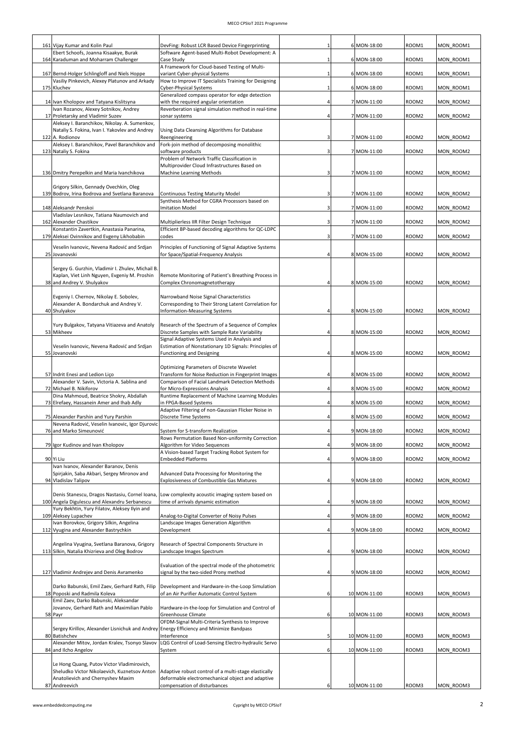| | | | | | | |
|---|---|---|---|---|---|---|
| 161 | Vijay Kumar and Kolin Paul | DevFing: Robust LCR Based Device Fingerprinting | 1 | 6 MON-18:00 | ROOM1 | MON_ROOM1 |
| 164 | Ebert Schoofs, Joanna Kisaakye, Burak Karaduman and Moharram Challenger | Software Agent-based Multi-Robot Development: A Case Study | 1 | 6 MON-18:00 | ROOM1 | MON_ROOM1 |
| 167 | Bernd-Holger Schlingloff and Niels Hoppe | A Framework for Cloud-based Testing of Multi-variant Cyber-physical Systems | 1 | 6 MON-18:00 | ROOM1 | MON_ROOM1 |
| 175 | Vasiliy Pinkevich, Alexey Platunov and Arkady Kluchev | How to Improve IT Specialists Training for Designing Cyber-Physical Systems | 1 | 6 MON-18:00 | ROOM1 | MON_ROOM1 |
| 14 | Ivan Kholopov and Tatyana Kislitsyna | Generalized compass operator for edge detection with the required angular orientation | 4 | 7 MON-11:00 | ROOM2 | MON_ROOM2 |
| 17 | Ivan Rozanov, Alexey Sotnikov, Andrey Proletarsky and Vladimir Suzev | Reverberation signal simulation method in real-time sonar systems | 4 | 7 MON-11:00 | ROOM2 | MON_ROOM2 |
| 122 | Aleksey I. Baranchikov, Nikolay. A. Sumenkov, Nataliy S. Fokina, Ivan I. Yakovlev and Andrey A. Rodionov | Using Data Cleansing Algorithms for Database Reengineering | 3 | 7 MON-11:00 | ROOM2 | MON_ROOM2 |
| 123 | Aleksey I. Baranchikov, Pavel Baranchikov and Nataliy S. Fokina | Fork-join method of decomposing monolithic software products | 3 | 7 MON-11:00 | ROOM2 | MON_ROOM2 |
| 136 | Dmitry Perepelkin and Maria Ivanchikova | Problem of Network Traffic Classification in Multiprovider Cloud Infrastructures Based on Machine Learning Methods | 3 | 7 MON-11:00 | ROOM2 | MON_ROOM2 |
| 139 | Grigory Silkin, Gennady Ovechkin, Oleg Bodrov, Irina Bodrova and Svetlana Baranova | Continuous Testing Maturity Model | 3 | 7 MON-11:00 | ROOM2 | MON_ROOM2 |
| 148 | Aleksandr Penskoi | Synthesis Method for CGRA Processors based on Imitation Model | 3 | 7 MON-11:00 | ROOM2 | MON_ROOM2 |
| 162 | Vladislav Lesnikov, Tatiana Naumovich and Alexander Chastikov | Multiplierless IIR Filter Design Technique | 3 | 7 MON-11:00 | ROOM2 | MON_ROOM2 |
| 179 | Konstantin Zavertkin, Anastasia Panarina, Aleksei Ovinnikov and Evgeny Likhobabin | Efficient BP-based decoding algorithms for QC-LDPC codes | 3 | 7 MON-11:00 | ROOM2 | MON_ROOM2 |
| 25 | Veselin Ivanovic, Nevena Radović and Srdjan Jovanovski | Principles of Functioning of Signal Adaptive Systems for Space/Spatial-Frequency Analysis | 4 | 8 MON-15:00 | ROOM2 | MON_ROOM2 |
| 38 | Sergey G. Gurzhin, Vladimir I. Zhulev, Michail B. Kaplan, Viet Linh Nguyen, Evgeniy M. Proshin and Andrey V. Shulyakov | Remote Monitoring of Patient's Breathing Process in Complex Chronomagnetotherapy | 4 | 8 MON-15:00 | ROOM2 | MON_ROOM2 |
| 40 | Evgeniy I. Chernov, Nikolay E. Sobolev, Alexander A. Bondarchuk and Andrey V. Shulyakov | Narrowband Noise Signal Characteristics Corresponding to Their Strong Latent Correlation for Information-Measuring Systems | 4 | 8 MON-15:00 | ROOM2 | MON_ROOM2 |
| 53 | Yury Bulgakov, Tatyana Vitiazeva and Anatoly Mikheev | Research of the Spectrum of a Sequence of Complex Discrete Samples with Sample Rate Variability | 4 | 8 MON-15:00 | ROOM2 | MON_ROOM2 |
| 55 | Veselin Ivanovic, Nevena Radović and Srdjan Jovanovski | Signal Adaptive Systems Used in Analysis and Estimation of Nonstationary 1D Signals: Principles of Functioning and Designing | 4 | 8 MON-15:00 | ROOM2 | MON_ROOM2 |
| 57 | Indrit Enesi and Ledion Liço | Optimizing Parameters of Discrete Wavelet Transform for Noise Reduction in Fingerprint Images | 4 | 8 MON-15:00 | ROOM2 | MON_ROOM2 |
| 72 | Alexander V. Savin, Victoria A. Sablina and Michael B. Nikiforov | Comparison of Facial Landmark Detection Methods for Micro-Expressions Analysis | 4 | 8 MON-15:00 | ROOM2 | MON_ROOM2 |
| 73 | Dina Mahmoud, Beatrice Shokry, Abdallah Elrefaey, Hassanein Amer and Ihab Adly | Runtime Replacement of Machine Learning Modules in FPGA-Based Systems | 4 | 8 MON-15:00 | ROOM2 | MON_ROOM2 |
| 75 | Alexander Parshin and Yury Parshin | Adaptive Filtering of non-Gaussian Flicker Noise in Discrete Time Systems | 4 | 8 MON-15:00 | ROOM2 | MON_ROOM2 |
| 76 | Nevena Radović, Veselin Ivanovic, Igor Djurovic and Marko Simeunović | System for S-transform Realization | 4 | 9 MON-18:00 | ROOM2 | MON_ROOM2 |
| 79 | Igor Kudinov and Ivan Kholopov | Rows Permutation Based Non-uniformity Correction Algorithm for Video Sequences | 4 | 9 MON-18:00 | ROOM2 | MON_ROOM2 |
| 90 | Yi Liu | A Vision-based Target Tracking Robot System for Embedded Platforms | 4 | 9 MON-18:00 | ROOM2 | MON_ROOM2 |
| 94 | Ivan Ivanov, Alexander Baranov, Denis Spirjakin, Saba Akbari, Sergey Mironov and Vladislav Talipov | Advanced Data Processing for Monitoring the Explosiveness of Combustible Gas Mixtures | 4 | 9 MON-18:00 | ROOM2 | MON_ROOM2 |
| 100 | Denis Stanescu, Dragos Nastasiu, Cornel Ioana, Angela Digulescu and Alexandru Serbanescu | Low complexity acoustic imaging system based on time of arrivals dynamic estimation | 4 | 9 MON-18:00 | ROOM2 | MON_ROOM2 |
| 109 | Yury Bekhtin, Yury Filatov, Aleksey Ilyin and Aleksey Lupachev | Analog-to-Digital Converter of Noisy Pulses | 4 | 9 MON-18:00 | ROOM2 | MON_ROOM2 |
| 112 | Ivan Borovkov, Grigory Silkin, Angelina Vyugina and Alexander Bastrychkin | Landscape Images Generation Algorithm Development | 4 | 9 MON-18:00 | ROOM2 | MON_ROOM2 |
| 113 | Angelina Vyugina, Svetlana Baranova, Grigory Silkin, Natalia Khizrieva and Oleg Bodrov | Research of Spectral Components Structure in Landscape Images Spectrum | 4 | 9 MON-18:00 | ROOM2 | MON_ROOM2 |
| 127 | Vladimir Andrejev and Denis Avramenko | Evaluation of the spectral mode of the photometric signal by the two-sided Prony method | 4 | 9 MON-18:00 | ROOM2 | MON_ROOM2 |
| 18 | Darko Babunski, Emil Zaev, Gerhard Rath, Filip Poposki and Radmila Koleva | Development and Hardware-in-the-Loop Simulation of an Air Purifier Automatic Control System | 6 | 10 MON-11:00 | ROOM3 | MON_ROOM3 |
| 58 | Emil Zaev, Darko Babunski, Aleksandar Jovanov, Gerhard Rath and Maximilian Pablo Payr | Hardware-in-the-loop for Simulation and Control of Greenhouse Climate | 6 | 10 MON-11:00 | ROOM3 | MON_ROOM3 |
| 80 | Sergey Kirillov, Alexander Lisnichuk and Andrey Batishchev | OFDM-Signal Multi-Criteria Synthesis to Improve Energy Efficiency and Minimize Bandpass Interference | 5 | 10 MON-11:00 | ROOM3 | MON_ROOM3 |
| 84 | Alexander Mitov, Jordan Kralev, Tsonyo Slavov and Ilcho Angelov | LQG Control of Load-Sensing Electro-hydraulic Servo System | 6 | 10 MON-11:00 | ROOM3 | MON_ROOM3 |
| 87 | Le Hong Quang, Putov Victor Vladimirovich, Sheludko Victor Nikolaevich, Kuznetsov Anton Anatolievich and Chernyshev Maxim Andreevich | Adaptive robust control of a multi-stage elastically deformable electromechanical object and adaptive compensation of disturbances | 6 | 10 MON-11:00 | ROOM3 | MON_ROOM3 |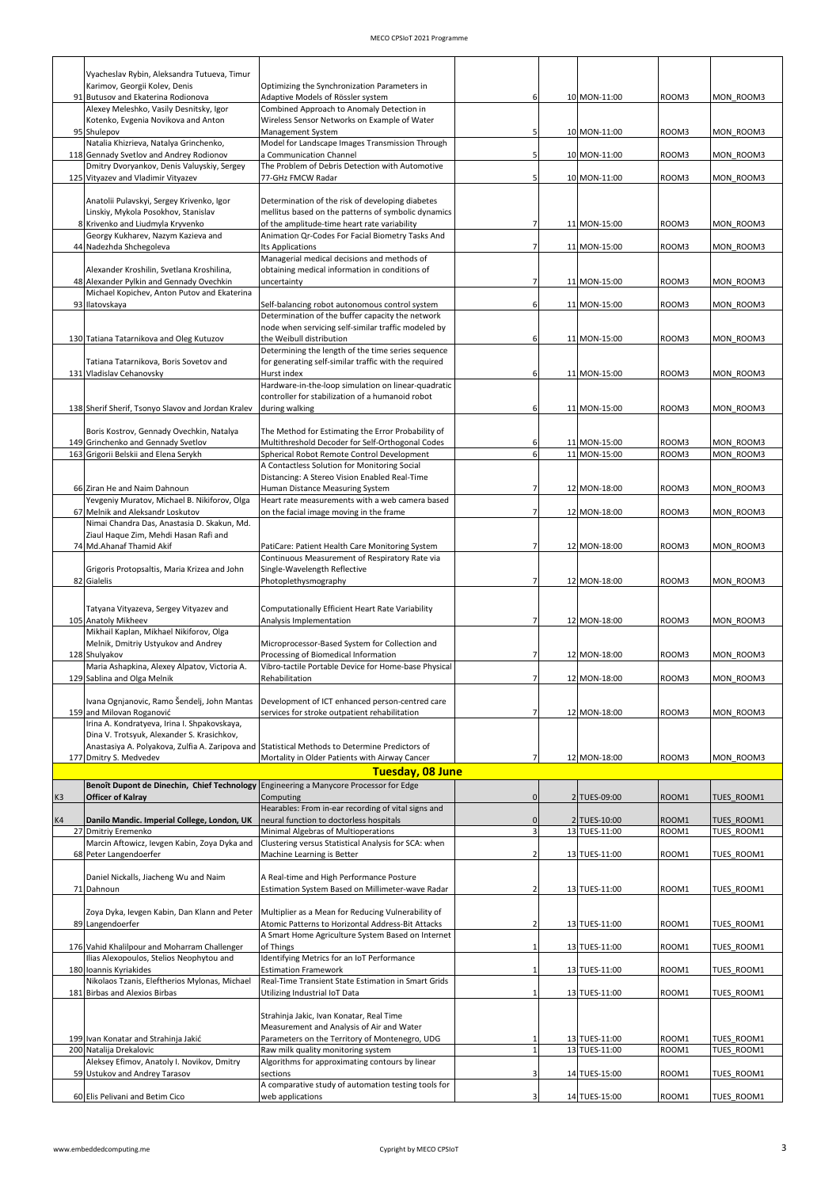| | | | | | | | | |
|---|---|---|---|---|---|---|---|---|
| 91 | Vyacheslav Rybin, Aleksandra Tutueva, Timur Karimov, Georgii Kolev, Denis Butusov and Ekaterina Rodionova | Optimizing the Synchronization Parameters in Adaptive Models of Rössler system | 6 | 10 | MON-11:00 | ROOM3 | MON_ROOM3 |
| 95 | Alexey Meleshko, Vasily Desnitsky, Igor Kotenko, Evgenia Novikova and Anton Shulepov | Combined Approach to Anomaly Detection in Wireless Sensor Networks on Example of Water Management System | 5 | 10 | MON-11:00 | ROOM3 | MON_ROOM3 |
| 118 | Natalia Khizrieva, Natalya Grinchenko, Gennady Svetlov and Andrey Rodionov | Model for Landscape Images Transmission Through a Communication Channel | 5 | 10 | MON-11:00 | ROOM3 | MON_ROOM3 |
| 125 | Dmitry Dvoryankov, Denis Valuyskiy, Sergey Vityazev and Vladimir Vityazev | The Problem of Debris Detection with Automotive 77-GHz FMCW Radar | 5 | 10 | MON-11:00 | ROOM3 | MON_ROOM3 |
| 8 | Anatolii Pulavskyi, Sergey Krivenko, Igor Linskiy, Mykola Posokhov, Stanislav Krivenko and Liudmyla Kryvenko | Determination of the risk of developing diabetes mellitus based on the patterns of symbolic dynamics of the amplitude-time heart rate variability | 7 | 11 | MON-15:00 | ROOM3 | MON_ROOM3 |
| 44 | Georgy Kukharev, Nazym Kazieva and Nadezhda Shchegoleva | Animation Qr-Codes For Facial Biometry Tasks And Its Applications | 7 | 11 | MON-15:00 | ROOM3 | MON_ROOM3 |
| 48 | Alexander Kroshilin, Svetlana Kroshilina, Alexander Pylkin and Gennady Ovechkin | Managerial medical decisions and methods of obtaining medical information in conditions of uncertainty | 7 | 11 | MON-15:00 | ROOM3 | MON_ROOM3 |
| 93 | Michael Kopichev, Anton Putov and Ekaterina Ilatovskaya | Self-balancing robot autonomous control system | 6 | 11 | MON-15:00 | ROOM3 | MON_ROOM3 |
| 130 | Tatiana Tatarnikova and Oleg Kutuzov | Determination of the buffer capacity the network node when servicing self-similar traffic modeled by the Weibull distribution | 6 | 11 | MON-15:00 | ROOM3 | MON_ROOM3 |
| 131 | Tatiana Tatarnikova, Boris Sovetov and Vladislav Cehanovsky | Determining the length of the time series sequence for generating self-similar traffic with the required Hurst index | 6 | 11 | MON-15:00 | ROOM3 | MON_ROOM3 |
| 138 | Sherif Sherif, Tsonyo Slavov and Jordan Kralev | Hardware-in-the-loop simulation on linear-quadratic controller for stabilization of a humanoid robot during walking | 6 | 11 | MON-15:00 | ROOM3 | MON_ROOM3 |
| 149 | Boris Kostrov, Gennady Ovechkin, Natalya Grinchenko and Gennady Svetlov | The Method for Estimating the Error Probability of Multithreshold Decoder for Self-Orthogonal Codes | 6 | 11 | MON-15:00 | ROOM3 | MON_ROOM3 |
| 163 | Grigorii Belskii and Elena Serykh | Spherical Robot Remote Control Development | 6 | 11 | MON-15:00 | ROOM3 | MON_ROOM3 |
| 66 | Ziran He and Naim Dahnoun | A Contactless Solution for Monitoring Social Distancing: A Stereo Vision Enabled Real-Time Human Distance Measuring System | 7 | 12 | MON-18:00 | ROOM3 | MON_ROOM3 |
| 67 | Yevgeniy Muratov, Michael B. Nikiforov, Olga Melnik and Aleksandr Loskutov | Heart rate measurements with a web camera based on the facial image moving in the frame | 7 | 12 | MON-18:00 | ROOM3 | MON_ROOM3 |
| 74 | Nimai Chandra Das, Anastasia D. Skakun, Md. Ziaul Haque Zim, Mehdi Hasan Rafi and Md.Ahanaf Thamid Akif | PatiCare: Patient Health Care Monitoring System | 7 | 12 | MON-18:00 | ROOM3 | MON_ROOM3 |
| 82 | Grigoris Protopsaltis, Maria Krizea and John Gialelis | Continuous Measurement of Respiratory Rate via Single-Wavelength Reflective Photoplethysmography | 7 | 12 | MON-18:00 | ROOM3 | MON_ROOM3 |
| 105 | Tatyana Vityazeva, Sergey Vityazev and Anatoly Mikheev | Computationally Efficient Heart Rate Variability Analysis Implementation | 7 | 12 | MON-18:00 | ROOM3 | MON_ROOM3 |
| 128 | Mikhail Kaplan, Mikhael Nikiforov, Olga Melnik, Dmitriy Ustyukov and Andrey Shulyakov | Microprocessor-Based System for Collection and Processing of Biomedical Information | 7 | 12 | MON-18:00 | ROOM3 | MON_ROOM3 |
| 129 | Maria Ashapkina, Alexey Alpatov, Victoria A. Sablina and Olga Melnik | Vibro-tactile Portable Device for Home-base Physical Rehabilitation | 7 | 12 | MON-18:00 | ROOM3 | MON_ROOM3 |
| 159 | Ivana Ognjanovic, Ramo Šendelj, John Mantas and Milovan Roganović | Development of ICT enhanced person-centred care services for stroke outpatient rehabilitation | 7 | 12 | MON-18:00 | ROOM3 | MON_ROOM3 |
| 177 | Irina A. Kondratyeva, Irina I. Shpakovskaya, Dina V. Trotsyuk, Alexander S. Krasichkov, Anastasiya A. Polyakova, Zulfia A. Zaripova and Dmitry S. Medvedev | Statistical Methods to Determine Predictors of Mortality in Older Patients with Airway Cancer | 7 | 12 | MON-18:00 | ROOM3 | MON_ROOM3 |
| | | **Tuesday, 08 June** | | | | | |
| K3 | **Benoît Dupont de Dinechin, Chief Technology Officer of Kalray** | Engineering a Manycore Processor for Edge Computing | 0 | 2 | TUES-09:00 | ROOM1 | TUES_ROOM1 |
| K4 | **Danilo Mandic. Imperial College, London, UK** | Hearables: From in-ear recording of vital signs and neural function to doctorless hospitals | 0 | 2 | TUES-10:00 | ROOM1 | TUES_ROOM1 |
| 27 | Dmitriy Eremenko | Minimal Algebras of Multioperations | 3 | 13 | TUES-11:00 | ROOM1 | TUES_ROOM1 |
| 68 | Marcin Aftowicz, Ievgen Kabin, Zoya Dyka and Peter Langendoerfer | Clustering versus Statistical Analysis for SCA: when Machine Learning is Better | 2 | 13 | TUES-11:00 | ROOM1 | TUES_ROOM1 |
| 71 | Daniel Nickalls, Jiacheng Wu and Naim Dahnoun | A Real-time and High Performance Posture Estimation System Based on Millimeter-wave Radar | 2 | 13 | TUES-11:00 | ROOM1 | TUES_ROOM1 |
| 89 | Zoya Dyka, Ievgen Kabin, Dan Klann and Peter Langendoerfer | Multiplier as a Mean for Reducing Vulnerability of Atomic Patterns to Horizontal Address-Bit Attacks | 2 | 13 | TUES-11:00 | ROOM1 | TUES_ROOM1 |
| 176 | Vahid Khalilpour and Moharram Challenger | A Smart Home Agriculture System Based on Internet of Things | 1 | 13 | TUES-11:00 | ROOM1 | TUES_ROOM1 |
| 180 | Ilias Alexopoulos, Stelios Neophytou and Ioannis Kyriakides | Identifying Metrics for an IoT Performance Estimation Framework | 1 | 13 | TUES-11:00 | ROOM1 | TUES_ROOM1 |
| 181 | Nikolaos Tzanis, Eleftherios Mylonas, Michael Birbas and Alexios Birbas | Real-Time Transient State Estimation in Smart Grids Utilizing Industrial IoT Data | 1 | 13 | TUES-11:00 | ROOM1 | TUES_ROOM1 |
| 199 | Ivan Konatar and Strahinja Jakić | Strahinja Jakic, Ivan Konatar, Real Time Measurement and Analysis of Air and Water Parameters on the Territory of Montenegro, UDG | 1 | 13 | TUES-11:00 | ROOM1 | TUES_ROOM1 |
| 200 | Natalija Drekalovic | Raw milk quality monitoring system | 1 | 13 | TUES-11:00 | ROOM1 | TUES_ROOM1 |
| 59 | Aleksey Efimov, Anatoly I. Novikov, Dmitry Ustukov and Andrey Tarasov | Algorithms for approximating contours by linear sections | 3 | 14 | TUES-15:00 | ROOM1 | TUES_ROOM1 |
| 60 | Elis Pelivani and Betim Cico | A comparative study of automation testing tools for web applications | 3 | 14 | TUES-15:00 | ROOM1 | TUES_ROOM1 |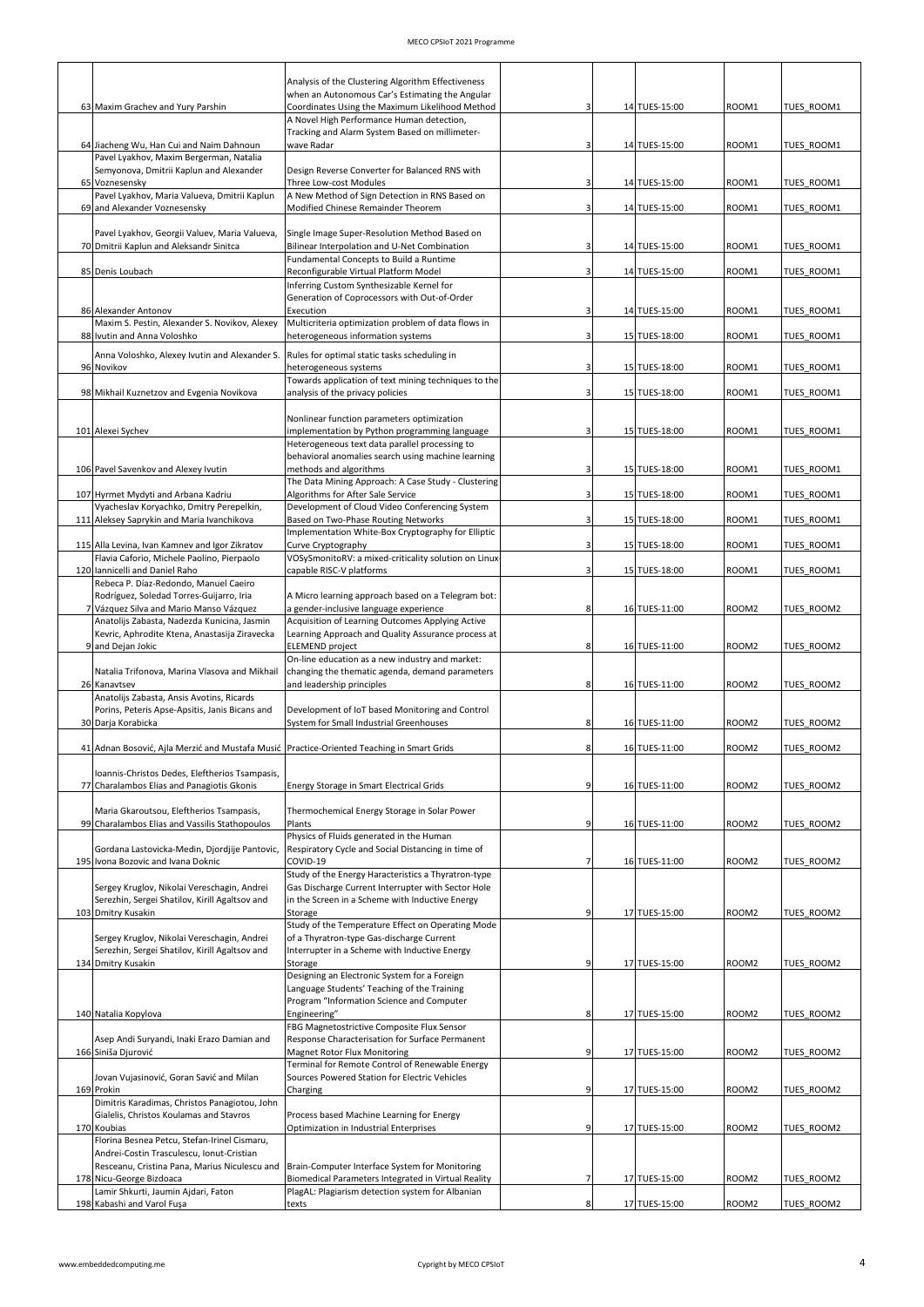| | | | | | | |
|---|---|---|---|---|---|---|
| 63 | Maxim Grachev and Yury Parshin | Analysis of the Clustering Algorithm Effectiveness when an Autonomous Car's Estimating the Angular Coordinates Using the Maximum Likelihood Method | 3 | 14 TUES-15:00 | ROOM1 | TUES_ROOM1 |
| 64 | Jiacheng Wu, Han Cui and Naim Dahnoun | A Novel High Performance Human detection, Tracking and Alarm System Based on millimeter-wave Radar | 3 | 14 TUES-15:00 | ROOM1 | TUES_ROOM1 |
| 65 | Pavel Lyakhov, Maxim Bergerman, Natalia Semyonova, Dmitrii Kaplun and Alexander Voznesensky | Design Reverse Converter for Balanced RNS with Three Low-cost Modules | 3 | 14 TUES-15:00 | ROOM1 | TUES_ROOM1 |
| 69 | Pavel Lyakhov, Maria Valueva, Dmitrii Kaplun and Alexander Voznesensky | A New Method of Sign Detection in RNS Based on Modified Chinese Remainder Theorem | 3 | 14 TUES-15:00 | ROOM1 | TUES_ROOM1 |
| 70 | Pavel Lyakhov, Georgii Valuev, Maria Valueva, Dmitrii Kaplun and Aleksandr Sinitca | Single Image Super-Resolution Method Based on Bilinear Interpolation and U-Net Combination | 3 | 14 TUES-15:00 | ROOM1 | TUES_ROOM1 |
| 85 | Denis Loubach | Fundamental Concepts to Build a Runtime Reconfigurable Virtual Platform Model | 3 | 14 TUES-15:00 | ROOM1 | TUES_ROOM1 |
| 86 | Alexander Antonov | Inferring Custom Synthesizable Kernel for Generation of Coprocessors with Out-of-Order Execution | 3 | 14 TUES-15:00 | ROOM1 | TUES_ROOM1 |
| 88 | Maxim S. Pestin, Alexander S. Novikov, Alexey Ivutin and Anna Voloshko | Multicriteria optimization problem of data flows in heterogeneous information systems | 3 | 15 TUES-18:00 | ROOM1 | TUES_ROOM1 |
| 96 | Anna Voloshko, Alexey Ivutin and Alexander S. Novikov | Rules for optimal static tasks scheduling in heterogeneous systems | 3 | 15 TUES-18:00 | ROOM1 | TUES_ROOM1 |
| 98 | Mikhail Kuznetzov and Evgenia Novikova | Towards application of text mining techniques to the analysis of the privacy policies | 3 | 15 TUES-18:00 | ROOM1 | TUES_ROOM1 |
| 101 | Alexei Sychev | Nonlinear function parameters optimization implementation by Python programming language | 3 | 15 TUES-18:00 | ROOM1 | TUES_ROOM1 |
| 106 | Pavel Savenkov and Alexey Ivutin | Heterogeneous text data parallel processing to behavioral anomalies search using machine learning methods and algorithms | 3 | 15 TUES-18:00 | ROOM1 | TUES_ROOM1 |
| 107 | Hyrmet Mydyti and Arbana Kadriu | The Data Mining Approach: A Case Study - Clustering Algorithms for After Sale Service | 3 | 15 TUES-18:00 | ROOM1 | TUES_ROOM1 |
| 111 | Vyacheslav Koryachko, Dmitry Perepelkin, Aleksey Saprykin and Maria Ivanchikova | Development of Cloud Video Conferencing System Based on Two-Phase Routing Networks | 3 | 15 TUES-18:00 | ROOM1 | TUES_ROOM1 |
| 115 | Alla Levina, Ivan Kamnev and Igor Zikratov | Implementation White-Box Cryptography for Elliptic Curve Cryptography | 3 | 15 TUES-18:00 | ROOM1 | TUES_ROOM1 |
| 120 | Flavia Caforio, Michele Paolino, Pierpaolo Iannicelli and Daniel Raho | VOSySmonitoRV: a mixed-criticality solution on Linux capable RISC-V platforms | 3 | 15 TUES-18:00 | ROOM1 | TUES_ROOM1 |
| 7 | Rebeca P. Díaz-Redondo, Manuel Caeiro Rodríguez, Soledad Torres-Guijarro, Iria Vázquez Silva and Mario Manso Vázquez | A Micro learning approach based on a Telegram bot: a gender-inclusive language experience | 8 | 16 TUES-11:00 | ROOM2 | TUES_ROOM2 |
| 9 | Anatolijs Zabasta, Nadezda Kunicina, Jasmin Kevric, Aphrodite Ktena, Anastasija Ziravecka and Dejan Jokic | Acquisition of Learning Outcomes Applying Active Learning Approach and Quality Assurance process at ELEMEND project | 8 | 16 TUES-11:00 | ROOM2 | TUES_ROOM2 |
| 26 | Natalia Trifonova, Marina Vlasova and Mikhail Kanavtsev | On-line education as a new industry and market: changing the thematic agenda, demand parameters and leadership principles | 8 | 16 TUES-11:00 | ROOM2 | TUES_ROOM2 |
| 30 | Anatolijs Zabasta, Ansis Avotins, Ricards Porins, Peteris Apse-Apsitis, Janis Bicans and Darja Korabicka | Development of IoT based Monitoring and Control System for Small Industrial Greenhouses | 8 | 16 TUES-11:00 | ROOM2 | TUES_ROOM2 |
| 41 | Adnan Bosović, Ajla Merzić and Mustafa Musić | Practice-Oriented Teaching in Smart Grids | 8 | 16 TUES-11:00 | ROOM2 | TUES_ROOM2 |
| 77 | Ioannis-Christos Dedes, Eleftherios Tsampasis, Charalambos Elias and Panagiotis Gkonis | Energy Storage in Smart Electrical Grids | 9 | 16 TUES-11:00 | ROOM2 | TUES_ROOM2 |
| 99 | Maria Gkaroutsou, Eleftherios Tsampasis, Charalambos Elias and Vassilis Stathopoulos | Thermochemical Energy Storage in Solar Power Plants | 9 | 16 TUES-11:00 | ROOM2 | TUES_ROOM2 |
| 195 | Gordana Lastovicka-Medin, Djordjije Pantovic, Ivona Bozovic and Ivana Doknic | Physics of Fluids generated in the Human Respiratory Cycle and Social Distancing in time of COVID-19 | 7 | 16 TUES-11:00 | ROOM2 | TUES_ROOM2 |
| 103 | Sergey Kruglov, Nikolai Vereschagin, Andrei Serezhin, Sergei Shatilov, Kirill Agaltsov and Dmitry Kusakin | Study of the Energy Haracteristics a Thyratron-type Gas Discharge Current Interrupter with Sector Hole in the Screen in a Scheme with Inductive Energy Storage | 9 | 17 TUES-15:00 | ROOM2 | TUES_ROOM2 |
| 134 | Sergey Kruglov, Nikolai Vereschagin, Andrei Serezhin, Sergei Shatilov, Kirill Agaltsov and Dmitry Kusakin | Study of the Temperature Effect on Operating Mode of a Thyratron-type Gas-discharge Current Interrupter in a Scheme with Inductive Energy Storage | 9 | 17 TUES-15:00 | ROOM2 | TUES_ROOM2 |
| 140 | Natalia Kopylova | Designing an Electronic System for a Foreign Language Students' Teaching of the Training Program "Information Science and Computer Engineering" | 8 | 17 TUES-15:00 | ROOM2 | TUES_ROOM2 |
| 166 | Asep Andi Suryandi, Inaki Erazo Damian and Siniša Djurović | FBG Magnetostrictive Composite Flux Sensor Response Characterisation for Surface Permanent Magnet Rotor Flux Monitoring | 9 | 17 TUES-15:00 | ROOM2 | TUES_ROOM2 |
| 169 | Jovan Vujasinović, Goran Savić and Milan Prokin | Terminal for Remote Control of Renewable Energy Sources Powered Station for Electric Vehicles Charging | 9 | 17 TUES-15:00 | ROOM2 | TUES_ROOM2 |
| 170 | Dimitris Karadimas, Christos Panagiotou, John Gialelis, Christos Koulamas and Stavros Koubias | Process based Machine Learning for Energy Optimization in Industrial Enterprises | 9 | 17 TUES-15:00 | ROOM2 | TUES_ROOM2 |
| 178 | Florina Besnea Petcu, Stefan-Irinel Cismaru, Andrei-Costin Trasculescu, Ionut-Cristian Resceanu, Cristina Pana, Marius Niculescu and Nicu-George Bizdoaca | Brain-Computer Interface System for Monitoring Biomedical Parameters Integrated in Virtual Reality | 7 | 17 TUES-15:00 | ROOM2 | TUES_ROOM2 |
| 198 | Lamir Shkurti, Jaumin Ajdari, Faton Kabashi and Varol Fuşa | PlagAL: Plagiarism detection system for Albanian texts | 8 | 17 TUES-15:00 | ROOM2 | TUES_ROOM2 |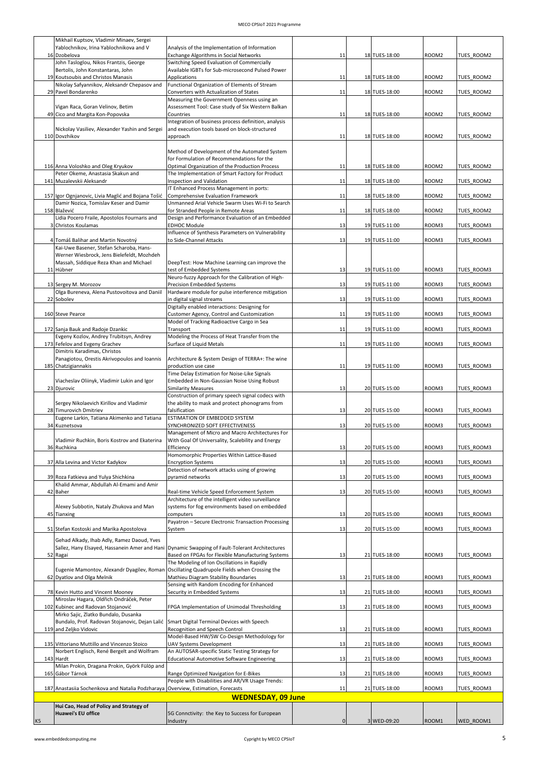| | | | | | | | |
|---|---|---|---|---|---|---|---|
| 16 | Mikhail Kuptsov, Vladimir Minaev, Sergei Yablochnikov, Irina Yablochnikova and V Dzobelova | Analysis of the Implementation of Information Exchange Algorithms in Social Networks | 11 | 18 | TUES-18:00 | ROOM2 | TUES_ROOM2 |
| 19 | John Tasloglou, Nikos Frantzis, George Bertolis, John Konstantaras, John Koutsoubis and Christos Manasis | Switching Speed Evaluation of Commercially Available IGBTs for Sub-microsecond Pulsed Power Applications | 11 | 18 | TUES-18:00 | ROOM2 | TUES_ROOM2 |
| 29 | Nikolay Safyannikov, Aleksandr Chepasov and Pavel Bondarenko | Functional Organization of Elements of Stream Converters with Actualization of States | 11 | 18 | TUES-18:00 | ROOM2 | TUES_ROOM2 |
| 49 | Vigan Raca, Goran Velinov, Betim Cico and Margita Kon-Popovska | Measuring the Government Openness using an Assessment Tool: Case study of Six Western Balkan Countries | 11 | 18 | TUES-18:00 | ROOM2 | TUES_ROOM2 |
| 110 | Nickolay Vasiliev, Alexander Yashin and Sergei Dovzhikov | Integration of business process definition, analysis and execution tools based on block-structured approach | 11 | 18 | TUES-18:00 | ROOM2 | TUES_ROOM2 |
| 116 | Anna Voloshko and Oleg Kryukov | Method of Development of the Automated System for Formulation of Recommendations for the Optimal Organization of the Production Process | 11 | 18 | TUES-18:00 | ROOM2 | TUES_ROOM2 |
| 141 | Peter Okeme, Anastasia Skakun and Muzalevskii Aleksandr | The Implementation of Smart Factory for Product Inspection and Validation | 11 | 18 | TUES-18:00 | ROOM2 | TUES_ROOM2 |
| 157 | Igor Ognjanovic, Livia Maglić and Bojana Tošić | IT Enhanced Process Management in ports: Comprehensive Evaluation Framework | 11 | 18 | TUES-18:00 | ROOM2 | TUES_ROOM2 |
| 158 | Damir Nozica, Tomislav Keser and Damir Blažević | Unmanned Arial Vehicle Swarm Uses Wi-Fi to Search for Stranded People in Remote Areas | 11 | 18 | TUES-18:00 | ROOM2 | TUES_ROOM2 |
| 3 | Lidia Pocero Fraile, Apostolos Fournaris and Christos Koulamas | Design and Performance Evaluation of an Embedded EDHOC Module | 13 | 19 | TUES-11:00 | ROOM3 | TUES_ROOM3 |
| 4 | Tomáš Balihar and Martin Novotný | Influence of Synthesis Parameters on Vulnerability to Side-Channel Attacks | 13 | 19 | TUES-11:00 | ROOM3 | TUES_ROOM3 |
| 11 | Kai-Uwe Basener, Stefan Scharoba, Hans-Werner Wiesbrock, Jens Bielefeldt, Mozhdeh Massah, Siddique Reza Khan and Michael Hübner | DeepTest: How Machine Learning can improve the test of Embedded Systems | 13 | 19 | TUES-11:00 | ROOM3 | TUES_ROOM3 |
| 13 | Sergey M. Morozov | Neuro-fuzzy Approach for the Calibration of High-Precision Embedded Systems | 13 | 19 | TUES-11:00 | ROOM3 | TUES_ROOM3 |
| 22 | Olga Bureneva, Alena Pustovoitova and Daniil Sobolev | Hardware module for pulse interference mitigation in digital signal streams | 13 | 19 | TUES-11:00 | ROOM3 | TUES_ROOM3 |
| 160 | Steve Pearce | Digitally enabled interactions: Designing for Customer Agency, Control and Customization | 11 | 19 | TUES-11:00 | ROOM3 | TUES_ROOM3 |
| 172 | Sanja Bauk and Radoje Dzankic | Model of Tracking Radioactive Cargo in Sea Transport | 11 | 19 | TUES-11:00 | ROOM3 | TUES_ROOM3 |
| 173 | Evgeny Kozlov, Andrey Trubitsyn, Andrey Fefelov and Evgeny Grachev | Modeling the Process of Heat Transfer from the Surface of Liquid Metals | 11 | 19 | TUES-11:00 | ROOM3 | TUES_ROOM3 |
| 185 | Dimitris Karadimas, Christos Panagiotou, Orestis Akrivopoulos and Ioannis Chatzigiannakis | Architecture & System Design of TERRA+: The wine production use case | 11 | 19 | TUES-11:00 | ROOM3 | TUES_ROOM3 |
| 23 | Viacheslav Oliinyk, Vladimir Lukin and Igor Djurovic | Time Delay Estimation for Noise-Like Signals Embedded in Non-Gaussian Noise Using Robust Similarity Measures | 13 | 20 | TUES-15:00 | ROOM3 | TUES_ROOM3 |
| 28 | Sergey Nikolaevich Kirillov and Vladimir Timurovich Dmitriev | Construction of primary speech signal codecs with the ability to mask and protect phonograms from falsification | 13 | 20 | TUES-15:00 | ROOM3 | TUES_ROOM3 |
| 34 | Eugene Larkin, Tatiana Akimenko and Tatiana Kuznetsova | ESTIMATION OF EMBEDDED SYSTEM SYNCHRONIZED SOFT EFFECTIVENESS | 13 | 20 | TUES-15:00 | ROOM3 | TUES_ROOM3 |
| 36 | Vladimir Ruchkin, Boris Kostrov and Ekaterina Ruchkina | Management of Micro and Macro Architectures For With Goal Of Universality, Scalebility and Energy Efficiency | 13 | 20 | TUES-15:00 | ROOM3 | TUES_ROOM3 |
| 37 | Alla Levina and Victor Kadykov | Homomorphic Properties Within Lattice-Based Encryption Systems | 13 | 20 | TUES-15:00 | ROOM3 | TUES_ROOM3 |
| 39 | Roza Fatkieva and Yulya Shichkina | Detection of network attacks using of growing pyramid networks | 13 | 20 | TUES-15:00 | ROOM3 | TUES_ROOM3 |
| 42 | Khalid Ammar, Abdullah Al-Emami and Amir Baher | Real-time Vehicle Speed Enforcement System | 13 | 20 | TUES-15:00 | ROOM3 | TUES_ROOM3 |
| 45 | Alexey Subbotin, Nataly Zhukova and Man Tianxing | Architecture of the intelligent video surveillance systems for fog environments based on embedded computers | 13 | 20 | TUES-15:00 | ROOM3 | TUES_ROOM3 |
| 51 | Stefan Kostoski and Marika Apostolova | Payatron – Secure Electronic Transaction Processing System | 13 | 20 | TUES-15:00 | ROOM3 | TUES_ROOM3 |
| 52 | Gehad Alkady, Ihab Adly, Ramez Daoud, Yves Sallez, Hany Elsayed, Hassanein Amer and Hani Ragai | Dynamic Swapping of Fault-Tolerant Architectures Based on FPGAs for Flexible Manufacturing Systems | 13 | 21 | TUES-18:00 | ROOM3 | TUES_ROOM3 |
| 62 | Eugenie Mamontov, Alexandr Dyagilev, Roman Dyatlov and Olga Melnik | The Modeling of Ion Oscillations in Rapidly Oscillating Quadrupole Fields when Crossing the Mathieu Diagram Stability Boundaries | 13 | 21 | TUES-18:00 | ROOM3 | TUES_ROOM3 |
| 78 | Kevin Hutto and Vincent Mooney | Sensing with Random Encoding for Enhanced Security in Embedded Systems | 13 | 21 | TUES-18:00 | ROOM3 | TUES_ROOM3 |
| 102 | Miroslav Hagara, Oldřich Ondráček, Peter Kubinec and Radovan Stojanović | FPGA Implementation of Unimodal Thresholding | 13 | 21 | TUES-18:00 | ROOM3 | TUES_ROOM3 |
| 119 | Mirko Sajic, Zlatko Bundalo, Dusanka Bundalo, Prof. Radovan Stojanovic, Dejan Lalić and Zeljko Vidovic | Smart Digital Terminal Devices with Speech Recognition and Speech Control | 13 | 21 | TUES-18:00 | ROOM3 | TUES_ROOM3 |
| 135 | Vittoriano Muttillo and Vincenzo Stoico | Model-Based HW/SW Co-Design Methodology for UAV Systems Development | 13 | 21 | TUES-18:00 | ROOM3 | TUES_ROOM3 |
| 143 | Norbert Englisch, René Bergelt and Wolfram Hardt | An AUTOSAR-specific Static Testing Strategy for Educational Automotive Software Engineering | 13 | 21 | TUES-18:00 | ROOM3 | TUES_ROOM3 |
| 165 | Milan Prokin, Dragana Prokin, Györk Fülöp and Gábor Tárnok | Range Optimized Navigation for E-Bikes | 13 | 21 | TUES-18:00 | ROOM3 | TUES_ROOM3 |
| 187 | Anastasiia Sochenkova and Natalia Podzharaya | People with Disabilities and AR/VR Usage Trends: Overview, Estimation, Forecasts | 11 | 21 | TUES-18:00 | ROOM3 | TUES_ROOM3 |
| | | **WEDNESDAY, 09 June** | | | | | |
| KS | **Hui Cao, Head of Policy and Strategy of Huawei's EU office** | 5G Connctivity: the Key to Success for European Industry | 0 | 3 | WED-09:20 | ROOM1 | WED_ROOM1 |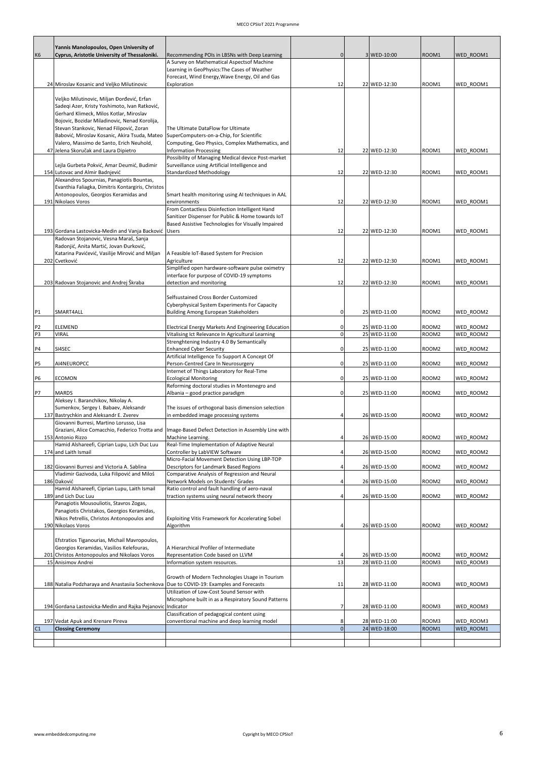| | | | | | | | |
|---|---|---|---|---|---|---|---|
| K6 | Yannis Manolopoulos, Open University of Cyprus, Aristotle University of Thessaloniki. | Recommending POIs in LBSNs with Deep Learning | 0 | 3 | WED-10:00 | ROOM1 | WED_ROOM1 |
| 24 | Miroslav Kosanic and Veljko Milutinovic | A Survey on Mathematical Aspectsof Machine Learning in GeoPhysics:The Cases of Weather Forecast, Wind Energy,Wave Energy, Oil and Gas Exploration | 12 | 22 | WED-12:30 | ROOM1 | WED_ROOM1 |
| 47 | Veljko Milutinovic, Miljan Đorđević, Erfan Sadeqi Azer, Kristy Yoshimoto, Ivan Ratković, Gerhard Klimeck, Milos Kotlar, Miroslav Bojovic, Bozidar Miladinovic, Nenad Korolija, Stevan Stankovic, Nenad Filipović, Zoran Babović, Miroslav Kosanic, Akira Tsuda, Mateo Valero, Massimo de Santo, Erich Neuhold, Jelena Skoručak and Laura Dipietro | The Ultimate DataFlow for Ultimate SuperComputers-on-a-Chip, for Scientific Computing, Geo Physics, Complex Mathematics, and Information Processing | 12 | 22 | WED-12:30 | ROOM1 | WED_ROOM1 |
| 154 | Lejla Gurbeta Pokvić, Amar Deumić, Budimir Lutovac and Almir Badnjević | Possibility of Managing Medical device Post-market Surveillance using Artificial Intelligence and Standardized Methodology | 12 | 22 | WED-12:30 | ROOM1 | WED_ROOM1 |
| 191 | Alexandros Spournias, Panagiotis Bountas, Evanthia Faliagka, Dimitris Kontargiris, Christos Antonopoulos, Georgios Keramidas and Nikolaos Voros | Smart health monitoring using AI techniques in AAL environments | 12 | 22 | WED-12:30 | ROOM1 | WED_ROOM1 |
| 193 | Gordana Lastovicka-Medin and Vanja Backović | From Contactless Disinfection Intelligent Hand Sanitizer Dispenser for Public & Home towards IoT Based Assistive Technologies for Visually Impaired Users | 12 | 22 | WED-12:30 | ROOM1 | WED_ROOM1 |
| 202 | Radovan Stojanovic, Vesna Maraš, Sanja Radonjić, Anita Martić, Jovan Đurković, Katarina Pavićević, Vasilije Mirović and Miljan Cvetković | A Feasible IoT-Based System for Precision Agriculture | 12 | 22 | WED-12:30 | ROOM1 | WED_ROOM1 |
| 203 | Radovan Stojanovic and Andrej Škraba | Simplified open hardware-software pulse oximetry interface for purpose of COVID-19 symptoms detection and monitoring | 12 | 22 | WED-12:30 | ROOM1 | WED_ROOM1 |
| P1 | SMART4ALL | Selfsustained Cross Border Customized Cyberphysical System Experiments For Capacity Building Among European Stakeholders | 0 | 25 | WED-11:00 | ROOM2 | WED_ROOM2 |
| P2 | ELEMEND | Electrical Energy Markets And Engineering Education | 0 | 25 | WED-11:00 | ROOM2 | WED_ROOM2 |
| P3 | VIRAL | Vitalising Ict Relevance In Agricultural Learning | 0 | 25 | WED-11:00 | ROOM2 | WED_ROOM2 |
| P4 | SI4SEC | Strenghtening Industry 4.0 By Semantically Enhanced Cyber Security | 0 | 25 | WED-11:00 | ROOM2 | WED_ROOM2 |
| P5 | AI4NEUROPCC | Artificial Intelligence To Support A Concept Of Person-Centred Care In Neurosurgery | 0 | 25 | WED-11:00 | ROOM2 | WED_ROOM2 |
| P6 | ECOMON | Internet of Things Laboratory for Real-Time Ecological Monitoring | 0 | 25 | WED-11:00 | ROOM2 | WED_ROOM2 |
| P7 | MARDS | Reforming doctoral studies in Montenegro and Albania – good practice paradigm | 0 | 25 | WED-11:00 | ROOM2 | WED_ROOM2 |
| 137 | Aleksey I. Baranchikov, Nikolay A. Sumenkov, Sergey I. Babaev, Aleksandr Bastrychkin and Aleksandr E. Zverev | The issues of orthogonal basis dimension selection in embedded image processing systems | 4 | 26 | WED-15:00 | ROOM2 | WED_ROOM2 |
| 153 | Giovanni Burresi, Martino Lorusso, Lisa Graziani, Alice Comacchio, Federico Trotta and Antonio Rizzo | Image-Based Defect Detection in Assembly Line with Machine Learning. | 4 | 26 | WED-15:00 | ROOM2 | WED_ROOM2 |
| 174 | Hamid Alshareefi, Ciprian Lupu, Lich Duc Luu and Laith Ismail | Real-Time Implementation of Adaptive Neural Controller by LabVIEW Software | 4 | 26 | WED-15:00 | ROOM2 | WED_ROOM2 |
| 182 | Giovanni Burresi and Victoria A. Sablina | Micro-Facial Movement Detection Using LBP-TOP Descriptors for Landmark Based Regions | 4 | 26 | WED-15:00 | ROOM2 | WED_ROOM2 |
| 186 | Vladimir Gazivoda, Luka Filipović and Miloš Daković | Comparative Analysis of Regression and Neural Network Models on Students' Grades | 4 | 26 | WED-15:00 | ROOM2 | WED_ROOM2 |
| 189 | Hamid Alshareefi, Ciprian Lupu, Laith Ismail and Lich Duc Luu | Ratio control and fault handling of aero-naval traction systems using neural network theory | 4 | 26 | WED-15:00 | ROOM2 | WED_ROOM2 |
| 190 | Panagiotis Mousouliotis, Stavros Zogas, Panagiotis Christakos, Georgios Keramidas, Nikos Petrellis, Christos Antonopoulos and Nikolaos Voros | Exploiting Vitis Framework for Accelerating Sobel Algorithm | 4 | 26 | WED-15:00 | ROOM2 | WED_ROOM2 |
| 201 | Efstratios Tiganourias, Michail Mavropoulos, Georgios Keramidas, Vasilios Kelefouras, Christos Antonopoulos and Nikolaos Voros | A Hierarchical Profiler of Intermediate Representation Code based on LLVM | 4 | 26 | WED-15:00 | ROOM2 | WED_ROOM2 |
| 15 | Anisimov Andrei | Information system resources. | 13 | 28 | WED-11:00 | ROOM3 | WED_ROOM3 |
| 188 | Natalia Podzharaya and Anastasiia Sochenkova | Growth of Modern Technologies Usage in Tourism Due to COVID-19: Examples and Forecasts | 11 | 28 | WED-11:00 | ROOM3 | WED_ROOM3 |
| 194 | Gordana Lastovicka-Medin and Rajka Pejanovic | Utilization of Low-Cost Sound Sensor with Microphone built in as a Respiratory Sound Patterns Indicator | 7 | 28 | WED-11:00 | ROOM3 | WED_ROOM3 |
| 197 | Vedat Apuk and Krenare Pireva | Classification of pedagogical content using conventional machine and deep learning model | 8 | 28 | WED-11:00 | ROOM3 | WED_ROOM3 |
| C1 | **Clossing Ceremony** | | 0 | 24 | WED-18:00 | ROOM1 | WED_ROOM1 |